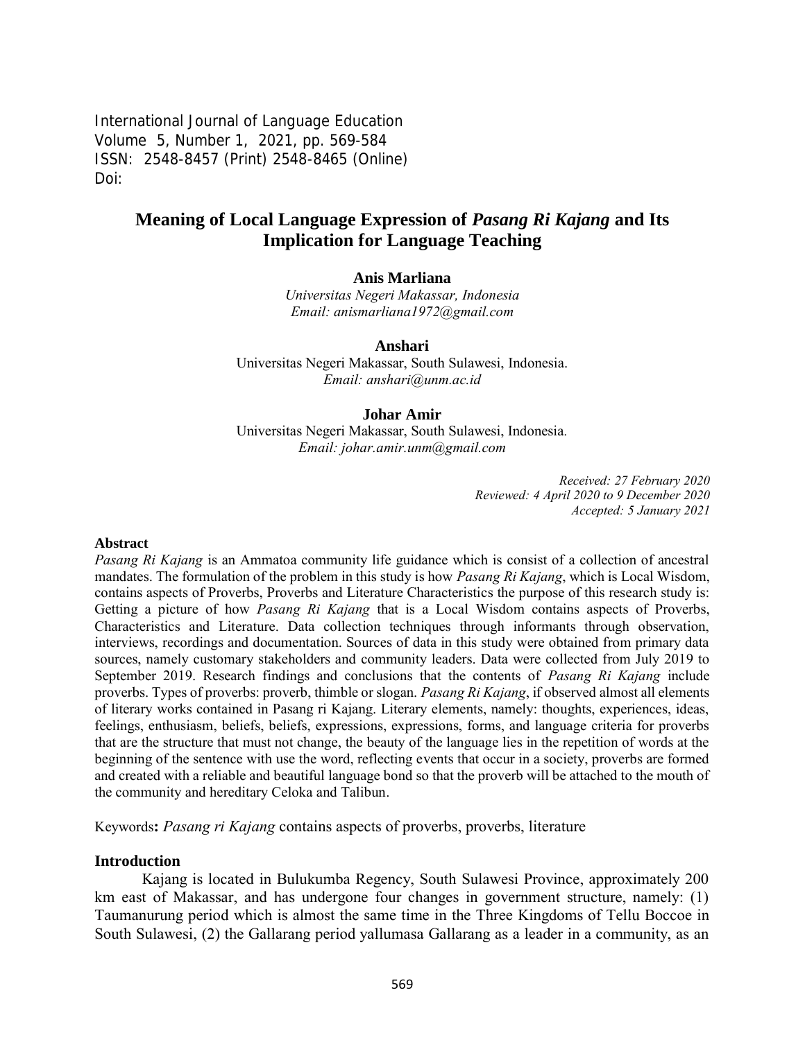International Journal of Language Education
Volume 5, Number 1, 2021, pp. 569-584
ISSN: 2548-8457 (Print) 2548-8465 (Online)
Doi:

# Meaning of Local Language Expression of *Pasang Ri Kajang* and Its Implication for Language Teaching

**Anis Marliana**
*Universitas Negeri Makassar, Indonesia*
*Email: anismarliana1972@gmail.com*

**Anshari**
Universitas Negeri Makassar, South Sulawesi, Indonesia.
*Email: anshari@unm.ac.id*

**Johar Amir**
Universitas Negeri Makassar, South Sulawesi, Indonesia.
*Email: johar.amir.unm@gmail.com*

*Received: 27 February 2020*
*Reviewed: 4 April 2020 to 9 December 2020*
*Accepted: 5 January 2021*

**Abstract**

*Pasang Ri Kajang* is an Ammatoa community life guidance which is consist of a collection of ancestral mandates. The formulation of the problem in this study is how *Pasang Ri Kajang*, which is Local Wisdom, contains aspects of Proverbs, Proverbs and Literature Characteristics the purpose of this research study is: Getting a picture of how *Pasang Ri Kajang* that is a Local Wisdom contains aspects of Proverbs, Characteristics and Literature. Data collection techniques through informants through observation, interviews, recordings and documentation. Sources of data in this study were obtained from primary data sources, namely customary stakeholders and community leaders. Data were collected from July 2019 to September 2019. Research findings and conclusions that the contents of *Pasang Ri Kajang* include proverbs. Types of proverbs: proverb, thimble or slogan. *Pasang Ri Kajang*, if observed almost all elements of literary works contained in Pasang ri Kajang. Literary elements, namely: thoughts, experiences, ideas, feelings, enthusiasm, beliefs, beliefs, expressions, expressions, forms, and language criteria for proverbs that are the structure that must not change, the beauty of the language lies in the repetition of words at the beginning of the sentence with use the word, reflecting events that occur in a society, proverbs are formed and created with a reliable and beautiful language bond so that the proverb will be attached to the mouth of the community and hereditary Celoka and Talibun.

Keywords**:** *Pasang ri Kajang* contains aspects of proverbs, proverbs, literature

## Introduction

Kajang is located in Bulukumba Regency, South Sulawesi Province, approximately 200 km east of Makassar, and has undergone four changes in government structure, namely: (1) Taumanurung period which is almost the same time in the Three Kingdoms of Tellu Boccoe in South Sulawesi, (2) the Gallarang period yallumasa Gallarang as a leader in a community, as an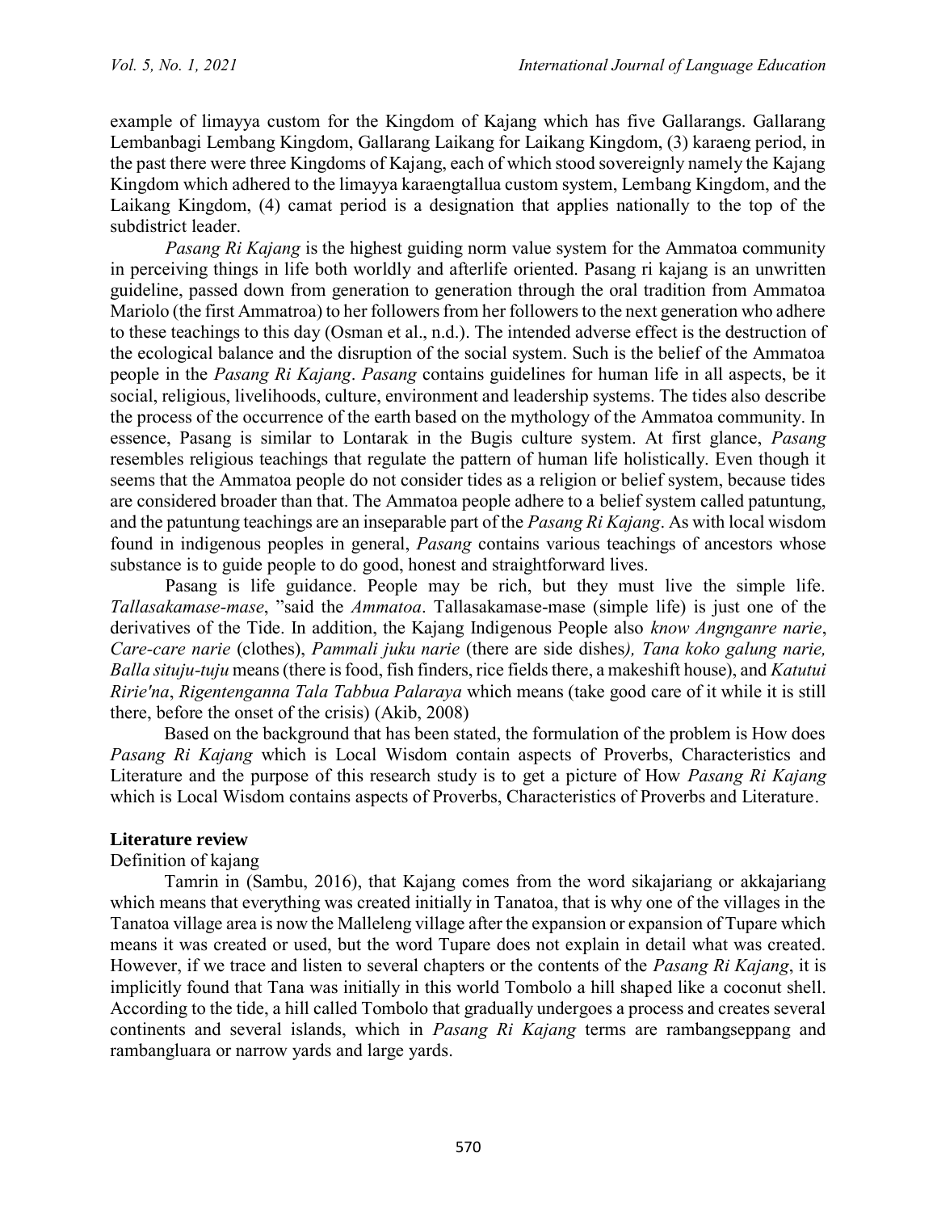example of limayya custom for the Kingdom of Kajang which has five Gallarangs. Gallarang Lembanbagi Lembang Kingdom, Gallarang Laikang for Laikang Kingdom, (3) karaeng period, in the past there were three Kingdoms of Kajang, each of which stood sovereignly namely the Kajang Kingdom which adhered to the limayya karaengtallua custom system, Lembang Kingdom, and the Laikang Kingdom, (4) camat period is a designation that applies nationally to the top of the subdistrict leader.

*Pasang Ri Kajang* is the highest guiding norm value system for the Ammatoa community in perceiving things in life both worldly and afterlife oriented. Pasang ri kajang is an unwritten guideline, passed down from generation to generation through the oral tradition from Ammatoa Mariolo (the first Ammatroa) to her followers from her followers to the next generation who adhere to these teachings to this day (Osman et al., n.d.). The intended adverse effect is the destruction of the ecological balance and the disruption of the social system. Such is the belief of the Ammatoa people in the *Pasang Ri Kajang*. *Pasang* contains guidelines for human life in all aspects, be it social, religious, livelihoods, culture, environment and leadership systems. The tides also describe the process of the occurrence of the earth based on the mythology of the Ammatoa community. In essence, Pasang is similar to Lontarak in the Bugis culture system. At first glance, *Pasang* resembles religious teachings that regulate the pattern of human life holistically. Even though it seems that the Ammatoa people do not consider tides as a religion or belief system, because tides are considered broader than that. The Ammatoa people adhere to a belief system called patuntung, and the patuntung teachings are an inseparable part of the *Pasang Ri Kajang*. As with local wisdom found in indigenous peoples in general, *Pasang* contains various teachings of ancestors whose substance is to guide people to do good, honest and straightforward lives.

Pasang is life guidance. People may be rich, but they must live the simple life. *Tallasakamase-mase*, "said the *Ammatoa*. Tallasakamase-mase (simple life) is just one of the derivatives of the Tide. In addition, the Kajang Indigenous People also *know Angnganre narie*, *Care-care narie* (clothes), *Pammali juku narie* (there are side dishes*), Tana koko galung narie, Balla situju-tuju* means (there is food, fish finders, rice fields there, a makeshift house), and *Katutui Ririe'na*, *Rigentenganna Tala Tabbua Palaraya* which means (take good care of it while it is still there, before the onset of the crisis) (Akib, 2008)

Based on the background that has been stated, the formulation of the problem is How does *Pasang Ri Kajang* which is Local Wisdom contain aspects of Proverbs, Characteristics and Literature and the purpose of this research study is to get a picture of How *Pasang Ri Kajang* which is Local Wisdom contains aspects of Proverbs, Characteristics of Proverbs and Literature.

## Literature review

### Definition of kajang

Tamrin in (Sambu, 2016), that Kajang comes from the word sikajariang or akkajariang which means that everything was created initially in Tanatoa, that is why one of the villages in the Tanatoa village area is now the Malleleng village after the expansion or expansion of Tupare which means it was created or used, but the word Tupare does not explain in detail what was created. However, if we trace and listen to several chapters or the contents of the *Pasang Ri Kajang*, it is implicitly found that Tana was initially in this world Tombolo a hill shaped like a coconut shell. According to the tide, a hill called Tombolo that gradually undergoes a process and creates several continents and several islands, which in *Pasang Ri Kajang* terms are rambangseppang and rambangluara or narrow yards and large yards.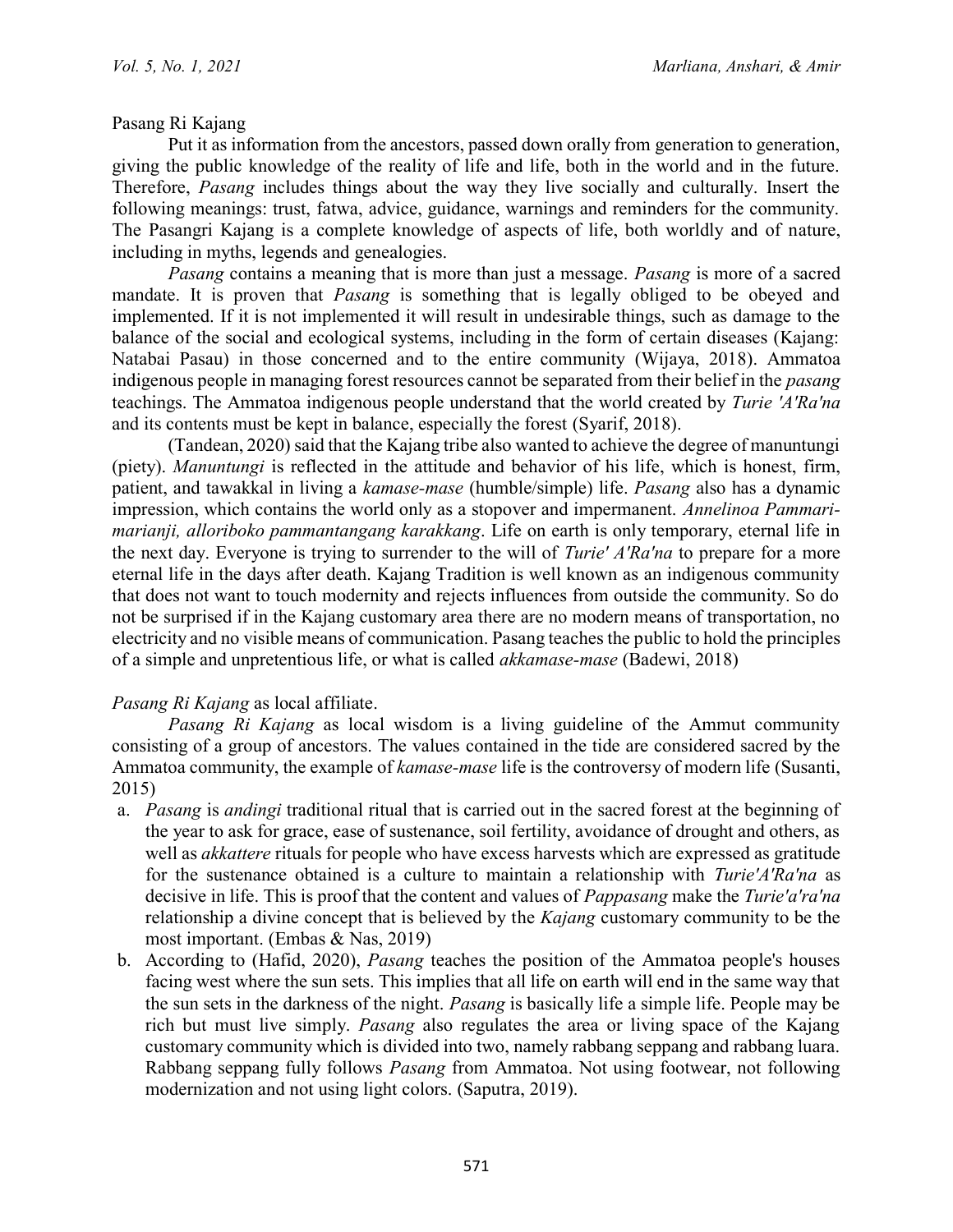Pasang Ri Kajang

Put it as information from the ancestors, passed down orally from generation to generation, giving the public knowledge of the reality of life and life, both in the world and in the future. Therefore, *Pasang* includes things about the way they live socially and culturally. Insert the following meanings: trust, fatwa, advice, guidance, warnings and reminders for the community. The Pasangri Kajang is a complete knowledge of aspects of life, both worldly and of nature, including in myths, legends and genealogies.

*Pasang* contains a meaning that is more than just a message. *Pasang* is more of a sacred mandate. It is proven that *Pasang* is something that is legally obliged to be obeyed and implemented. If it is not implemented it will result in undesirable things, such as damage to the balance of the social and ecological systems, including in the form of certain diseases (Kajang: Natabai Pasau) in those concerned and to the entire community (Wijaya, 2018). Ammatoa indigenous people in managing forest resources cannot be separated from their belief in the *pasang* teachings. The Ammatoa indigenous people understand that the world created by *Turie 'A'Ra'na* and its contents must be kept in balance, especially the forest (Syarif, 2018).

(Tandean, 2020) said that the Kajang tribe also wanted to achieve the degree of manuntungi (piety). *Manuntungi* is reflected in the attitude and behavior of his life, which is honest, firm, patient, and tawakkal in living a *kamase-mase* (humble/simple) life. *Pasang* also has a dynamic impression, which contains the world only as a stopover and impermanent. *Annelinoa Pammari-marianji, alloriboko pammantangang karakkang*. Life on earth is only temporary, eternal life in the next day. Everyone is trying to surrender to the will of *Turie' A'Ra'na* to prepare for a more eternal life in the days after death. Kajang Tradition is well known as an indigenous community that does not want to touch modernity and rejects influences from outside the community. So do not be surprised if in the Kajang customary area there are no modern means of transportation, no electricity and no visible means of communication. Pasang teaches the public to hold the principles of a simple and unpretentious life, or what is called *akkamase-mase* (Badewi, 2018)

*Pasang Ri Kajang* as local affiliate.

*Pasang Ri Kajang* as local wisdom is a living guideline of the Ammut community consisting of a group of ancestors. The values contained in the tide are considered sacred by the Ammatoa community, the example of *kamase-mase* life is the controversy of modern life (Susanti, 2015)

a. *Pasang* is *andingi* traditional ritual that is carried out in the sacred forest at the beginning of the year to ask for grace, ease of sustenance, soil fertility, avoidance of drought and others, as well as *akkattere* rituals for people who have excess harvests which are expressed as gratitude for the sustenance obtained is a culture to maintain a relationship with *Turie'A'Ra'na* as decisive in life. This is proof that the content and values of *Pappasang* make the *Turie'a'ra'na* relationship a divine concept that is believed by the *Kajang* customary community to be the most important. (Embas & Nas, 2019)
b. According to (Hafid, 2020), *Pasang* teaches the position of the Ammatoa people's houses facing west where the sun sets. This implies that all life on earth will end in the same way that the sun sets in the darkness of the night. *Pasang* is basically life a simple life. People may be rich but must live simply. *Pasang* also regulates the area or living space of the Kajang customary community which is divided into two, namely rabbang seppang and rabbang luara. Rabbang seppang fully follows *Pasang* from Ammatoa. Not using footwear, not following modernization and not using light colors. (Saputra, 2019).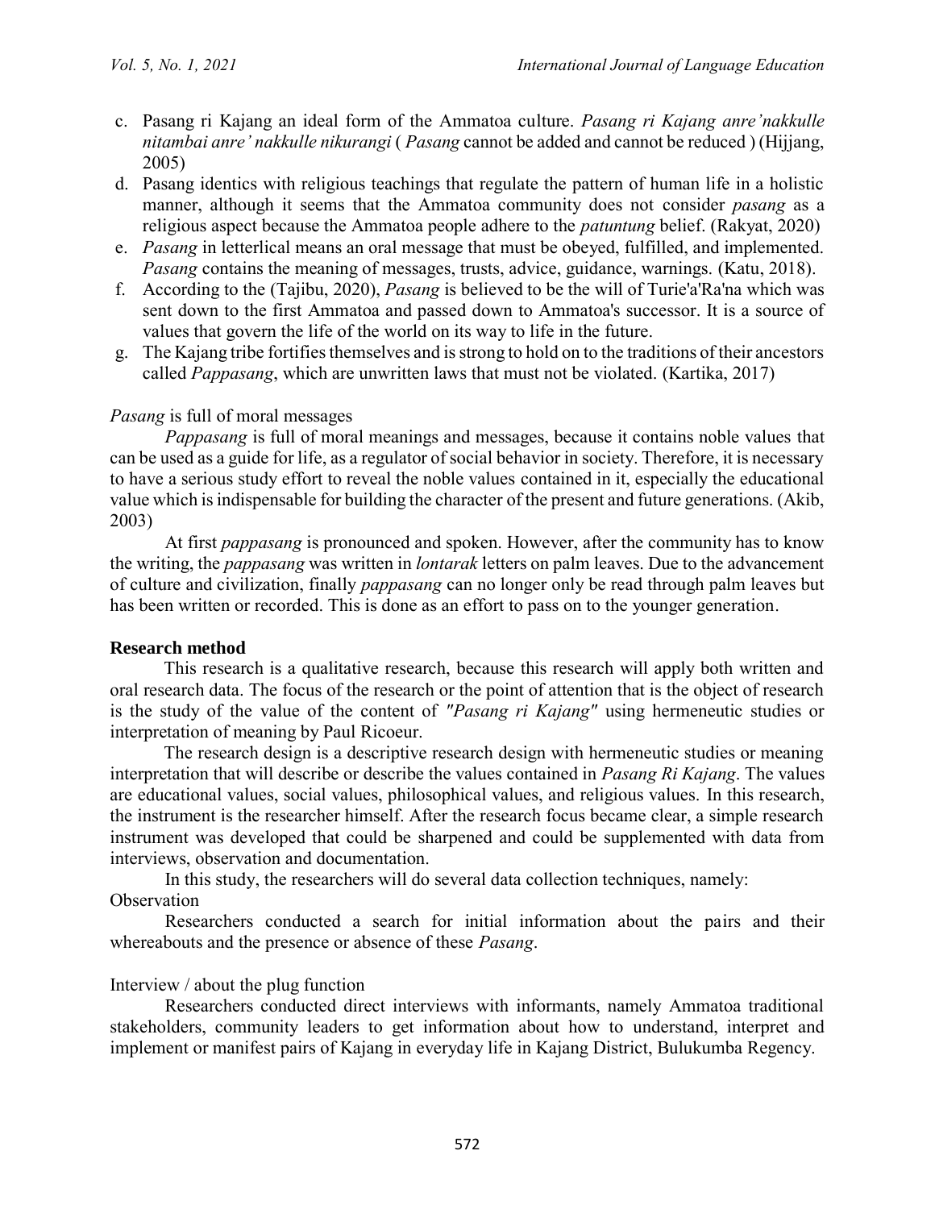c. Pasang ri Kajang an ideal form of the Ammatoa culture. *Pasang ri Kajang anre'nakkulle nitambai anre' nakkulle nikurangi* ( *Pasang* cannot be added and cannot be reduced ) (Hijjang, 2005)
d. Pasang identics with religious teachings that regulate the pattern of human life in a holistic manner, although it seems that the Ammatoa community does not consider *pasang* as a religious aspect because the Ammatoa people adhere to the *patuntung* belief. (Rakyat, 2020)
e. *Pasang* in letterlical means an oral message that must be obeyed, fulfilled, and implemented. *Pasang* contains the meaning of messages, trusts, advice, guidance, warnings. (Katu, 2018).
f. According to the (Tajibu, 2020), *Pasang* is believed to be the will of Turie'a'Ra'na which was sent down to the first Ammatoa and passed down to Ammatoa's successor. It is a source of values that govern the life of the world on its way to life in the future.
g. The Kajang tribe fortifies themselves and is strong to hold on to the traditions of their ancestors called *Pappasang*, which are unwritten laws that must not be violated. (Kartika, 2017)

*Pasang* is full of moral messages

*Pappasang* is full of moral meanings and messages, because it contains noble values that can be used as a guide for life, as a regulator of social behavior in society. Therefore, it is necessary to have a serious study effort to reveal the noble values contained in it, especially the educational value which is indispensable for building the character of the present and future generations. (Akib, 2003)

At first *pappasang* is pronounced and spoken. However, after the community has to know the writing, the *pappasang* was written in *lontarak* letters on palm leaves. Due to the advancement of culture and civilization, finally *pappasang* can no longer only be read through palm leaves but has been written or recorded. This is done as an effort to pass on to the younger generation.

## Research method

This research is a qualitative research, because this research will apply both written and oral research data. The focus of the research or the point of attention that is the object of research is the study of the value of the content of *"Pasang ri Kajang"* using hermeneutic studies or interpretation of meaning by Paul Ricoeur.

The research design is a descriptive research design with hermeneutic studies or meaning interpretation that will describe or describe the values contained in *Pasang Ri Kajang*. The values are educational values, social values, philosophical values, and religious values. In this research, the instrument is the researcher himself. After the research focus became clear, a simple research instrument was developed that could be sharpened and could be supplemented with data from interviews, observation and documentation.

In this study, the researchers will do several data collection techniques, namely:

Observation

Researchers conducted a search for initial information about the pairs and their whereabouts and the presence or absence of these *Pasang*.

Interview / about the plug function

Researchers conducted direct interviews with informants, namely Ammatoa traditional stakeholders, community leaders to get information about how to understand, interpret and implement or manifest pairs of Kajang in everyday life in Kajang District, Bulukumba Regency.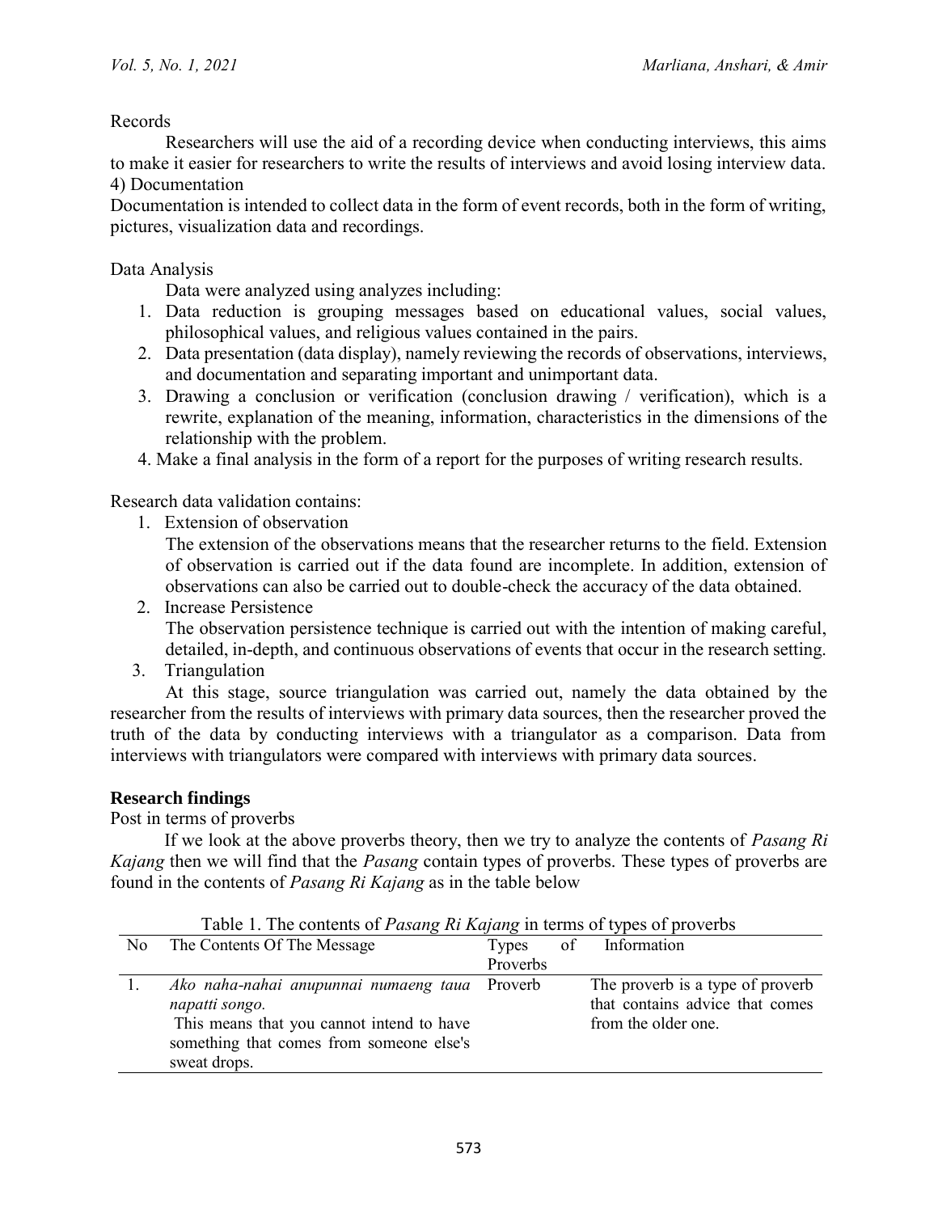Records

Researchers will use the aid of a recording device when conducting interviews, this aims to make it easier for researchers to write the results of interviews and avoid losing interview data.

4) Documentation

Documentation is intended to collect data in the form of event records, both in the form of writing, pictures, visualization data and recordings.

Data Analysis

Data were analyzed using analyzes including:

1. Data reduction is grouping messages based on educational values, social values, philosophical values, and religious values contained in the pairs.
2. Data presentation (data display), namely reviewing the records of observations, interviews, and documentation and separating important and unimportant data.
3. Drawing a conclusion or verification (conclusion drawing / verification), which is a rewrite, explanation of the meaning, information, characteristics in the dimensions of the relationship with the problem.
4. Make a final analysis in the form of a report for the purposes of writing research results.

Research data validation contains:

1. Extension of observation
   The extension of the observations means that the researcher returns to the field. Extension of observation is carried out if the data found are incomplete. In addition, extension of observations can also be carried out to double-check the accuracy of the data obtained.
2. Increase Persistence
   The observation persistence technique is carried out with the intention of making careful, detailed, in-depth, and continuous observations of events that occur in the research setting.
3. Triangulation

At this stage, source triangulation was carried out, namely the data obtained by the researcher from the results of interviews with primary data sources, then the researcher proved the truth of the data by conducting interviews with a triangulator as a comparison. Data from interviews with triangulators were compared with interviews with primary data sources.

## Research findings

Post in terms of proverbs

If we look at the above proverbs theory, then we try to analyze the contents of *Pasang Ri Kajang* then we will find that the *Pasang* contain types of proverbs. These types of proverbs are found in the contents of *Pasang Ri Kajang* as in the table below

Table 1. The contents of *Pasang Ri Kajang* in terms of types of proverbs

| No | The Contents Of The Message | Types of Proverbs | Information |
|---|---|---|---|
| 1. | *Ako naha-nahai anupunnai numaeng taua napatti songo.* This means that you cannot intend to have something that comes from someone else's sweat drops. | Proverb | The proverb is a type of proverb that contains advice that comes from the older one. |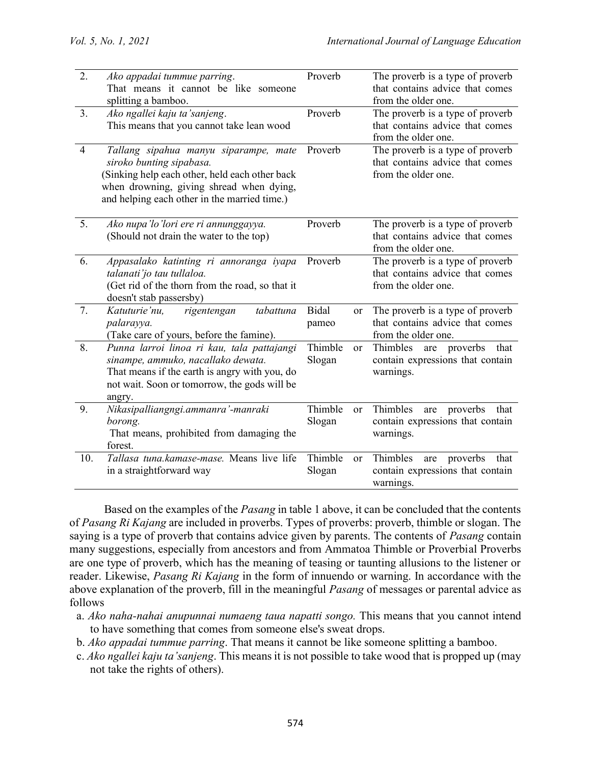| 2. | *Ako appadai tummue parring*. That means it cannot be like someone splitting a bamboo. | Proverb | The proverb is a type of proverb that contains advice that comes from the older one. |
|---|---|---|---|
| 3. | *Ako ngallei kaju ta'sanjeng*. This means that you cannot take lean wood | Proverb | The proverb is a type of proverb that contains advice that comes from the older one. |
| 4 | *Tallang sipahua manyu siparampe, mate siroko bunting sipabasa.* (Sinking help each other, held each other back when drowning, giving shread when dying, and helping each other in the married time.) | Proverb | The proverb is a type of proverb that contains advice that comes from the older one. |
| 5. | *Ako nupa'lo'lori ere ri annunggayya.* (Should not drain the water to the top) | Proverb | The proverb is a type of proverb that contains advice that comes from the older one. |
| 6. | *Appasalako katinting ri annoranga iyapa talanati'jo tau tullaloa.* (Get rid of the thorn from the road, so that it doesn't stab passersby) | Proverb | The proverb is a type of proverb that contains advice that comes from the older one. |
| 7. | *Katuturie'nu, rigentengan tabattuna palarayya.* (Take care of yours, before the famine). | Bidal or pameo | The proverb is a type of proverb that contains advice that comes from the older one. |
| 8. | *Punna larroi linoa ri kau, tala pattajangi sinampe, ammuko, nacallako dewata.* That means if the earth is angry with you, do not wait. Soon or tomorrow, the gods will be angry. | Thimble or Slogan | Thimbles are proverbs that contain expressions that contain warnings. |
| 9. | *Nikasipalliangngi.ammanra'-manraki borong.* That means, prohibited from damaging the forest. | Thimble or Slogan | Thimbles are proverbs that contain expressions that contain warnings. |
| 10. | *Tallasa tuna.kamase-mase.* Means live life in a straightforward way | Thimble or Slogan | Thimbles are proverbs that contain expressions that contain warnings. |

Based on the examples of the *Pasang* in table 1 above, it can be concluded that the contents of *Pasang Ri Kajang* are included in proverbs. Types of proverbs: proverb, thimble or slogan. The saying is a type of proverb that contains advice given by parents. The contents of *Pasang* contain many suggestions, especially from ancestors and from Ammatoa Thimble or Proverbial Proverbs are one type of proverb, which has the meaning of teasing or taunting allusions to the listener or reader. Likewise, *Pasang Ri Kajang* in the form of innuendo or warning. In accordance with the above explanation of the proverb, fill in the meaningful *Pasang* of messages or parental advice as follows

a. *Ako naha-nahai anupunnai numaeng taua napatti songo.* This means that you cannot intend to have something that comes from someone else's sweat drops.
b. *Ako appadai tummue parring*. That means it cannot be like someone splitting a bamboo.
c. *Ako ngallei kaju ta'sanjeng*. This means it is not possible to take wood that is propped up (may not take the rights of others).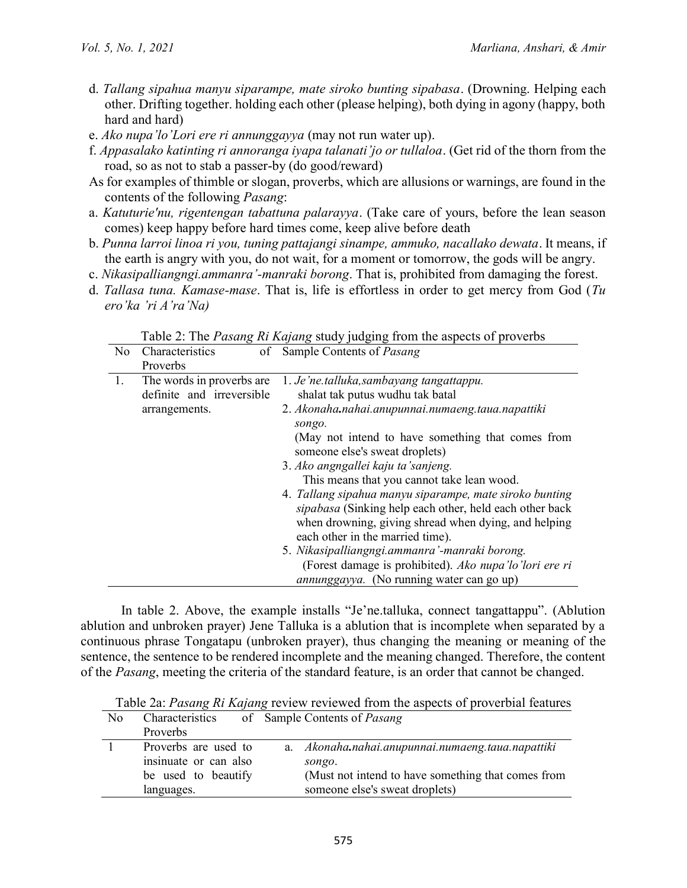d. *Tallang sipahua manyu siparampe, mate siroko bunting sipabasa*. (Drowning. Helping each other. Drifting together. holding each other (please helping), both dying in agony (happy, both hard and hard)

e. *Ako nupa'lo'Lori ere ri annunggayya* (may not run water up).

f. *Appasalako katinting ri annoranga iyapa talanati'jo or tullaloa*. (Get rid of the thorn from the road, so as not to stab a passer-by (do good/reward)

As for examples of thimble or slogan, proverbs, which are allusions or warnings, are found in the contents of the following *Pasang*:

a. *Katuturie'nu, rigentengan tabattuna palarayya*. (Take care of yours, before the lean season comes) keep happy before hard times come, keep alive before death

b. *Punna larroi linoa ri you, tuning pattajangi sinampe, ammuko, nacallako dewata*. It means, if the earth is angry with you, do not wait, for a moment or tomorrow, the gods will be angry.

c. *Nikasipalliangngi.ammanra'-manraki borong*. That is, prohibited from damaging the forest.

d. *Tallasa tuna. Kamase-mase*. That is, life is effortless in order to get mercy from God (*Tu ero'ka 'ri A'ra'Na)*

Table 2: The *Pasang Ri Kajang* study judging from the aspects of proverbs

| No | Characteristics of Proverbs | Sample Contents of *Pasang* |
|---|---|---|
| 1. | The words in proverbs are definite and irreversible arrangements. | 1. *Je'ne.talluka,sambayang tangattappu.* shalat tak putus wudhu tak batal<br>2. *Akonaha.nahai.anupunnai.numaeng.taua.napattiki songo.* (May not intend to have something that comes from someone else's sweat droplets)<br>3. *Ako angngallei kaju ta'sanjeng.* This means that you cannot take lean wood.<br>4. *Tallang sipahua manyu siparampe, mate siroko bunting sipabasa* (Sinking help each other, held each other back when drowning, giving shread when dying, and helping each other in the married time).<br>5. *Nikasipalliangngi.ammanra'-manraki borong.* (Forest damage is prohibited). *Ako nupa'lo'lori ere ri annunggayya.* (No running water can go up) |

In table 2. Above, the example installs "Je'ne.talluka, connect tangattappu". (Ablution ablution and unbroken prayer) Jene Talluka is a ablution that is incomplete when separated by a continuous phrase Tongatapu (unbroken prayer), thus changing the meaning or meaning of the sentence, the sentence to be rendered incomplete and the meaning changed. Therefore, the content of the *Pasang*, meeting the criteria of the standard feature, is an order that cannot be changed.

Table 2a: *Pasang Ri Kajang* review reviewed from the aspects of proverbial features

| No | Characteristics of Proverbs | Sample Contents of *Pasang* |
|---|---|---|
| 1 | Proverbs are used to insinuate or can also be used to beautify languages. | a. *Akonaha.nahai.anupunnai.numaeng.taua.napattiki songo*. (Must not intend to have something that comes from someone else's sweat droplets) |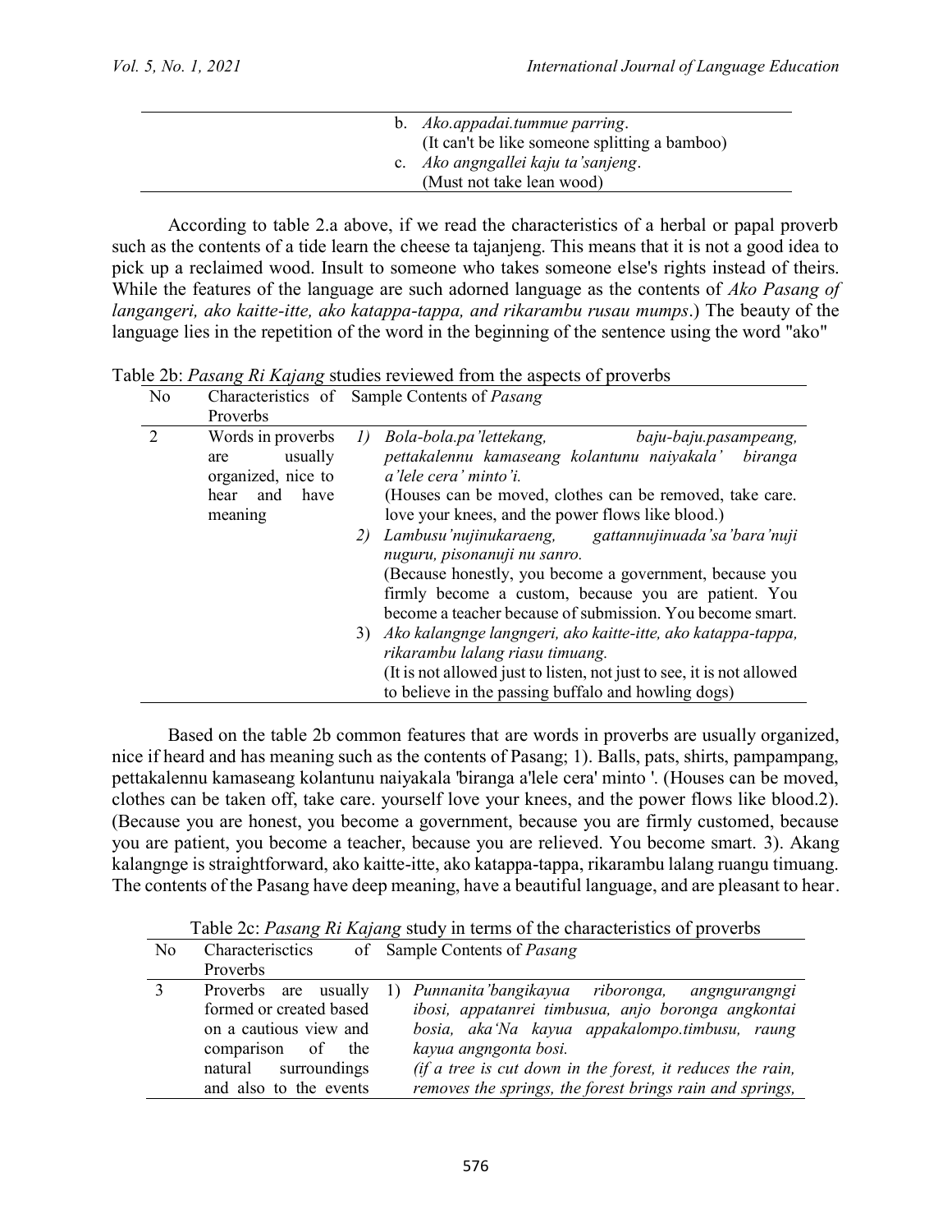| | |
|---|---|
| | b. *Ako.appadai.tummue parring*.<br>(It can't be like someone splitting a bamboo)<br>c. *Ako angngallei kaju ta'sanjeng*.<br>(Must not take lean wood) |

According to table 2.a above, if we read the characteristics of a herbal or papal proverb such as the contents of a tide learn the cheese ta tajanjeng. This means that it is not a good idea to pick up a reclaimed wood. Insult to someone who takes someone else's rights instead of theirs. While the features of the language are such adorned language as the contents of *Ako Pasang of langangeri, ako kaitte-itte, ako katappa-tappa, and rikarambu rusau mumps*.) The beauty of the language lies in the repetition of the word in the beginning of the sentence using the word "ako"

Table 2b: *Pasang Ri Kajang* studies reviewed from the aspects of proverbs

| No | Characteristics of Proverbs | Sample Contents of *Pasang* |
|---|---|---|
| 2 | Words in proverbs are usually organized, nice to hear and have meaning | *1) Bola-bola.pa'lettekang, baju-baju.pasampeang, pettakalennu kamaseang kolantunu naiyakala' biranga a'lele cera' minto'i.*<br>(Houses can be moved, clothes can be removed, take care. love your knees, and the power flows like blood.)<br>*2) Lambusu'nujinukaraeng, gattannujinuada'sa'bara'nuji nuguru, pisonanuji nu sanro.*<br>(Because honestly, you become a government, because you firmly become a custom, because you are patient. You become a teacher because of submission. You become smart.<br>3) *Ako kalangnge langngeri, ako kaitte-itte, ako katappa-tappa, rikarambu lalang riasu timuang.*<br>(It is not allowed just to listen, not just to see, it is not allowed to believe in the passing buffalo and howling dogs) |

Based on the table 2b common features that are words in proverbs are usually organized, nice if heard and has meaning such as the contents of Pasang; 1). Balls, pats, shirts, pampampang, pettakalennu kamaseang kolantunu naiyakala 'biranga a'lele cera' minto '. (Houses can be moved, clothes can be taken off, take care. yourself love your knees, and the power flows like blood.2). (Because you are honest, you become a government, because you are firmly customed, because you are patient, you become a teacher, because you are relieved. You become smart. 3). Akang kalangnge is straightforward, ako kaitte-itte, ako katappa-tappa, rikarambu lalang ruangu timuang. The contents of the Pasang have deep meaning, have a beautiful language, and are pleasant to hear.

Table 2c: *Pasang Ri Kajang* study in terms of the characteristics of proverbs

| No | Characterisctics of Proverbs | Sample Contents of *Pasang* |
|---|---|---|
| 3 | Proverbs are usually formed or created based on a cautious view and comparison of the natural surroundings and also to the events | 1) *Punnanita'bangikayua riboronga, angngurangngi ibosi, appatanrei timbusua, anjo boronga angkontai bosia, aka'Na kayua appakalompo.timbusu, raung kayua angngonta bosi.*<br>*(if a tree is cut down in the forest, it reduces the rain, removes the springs, the forest brings rain and springs,* |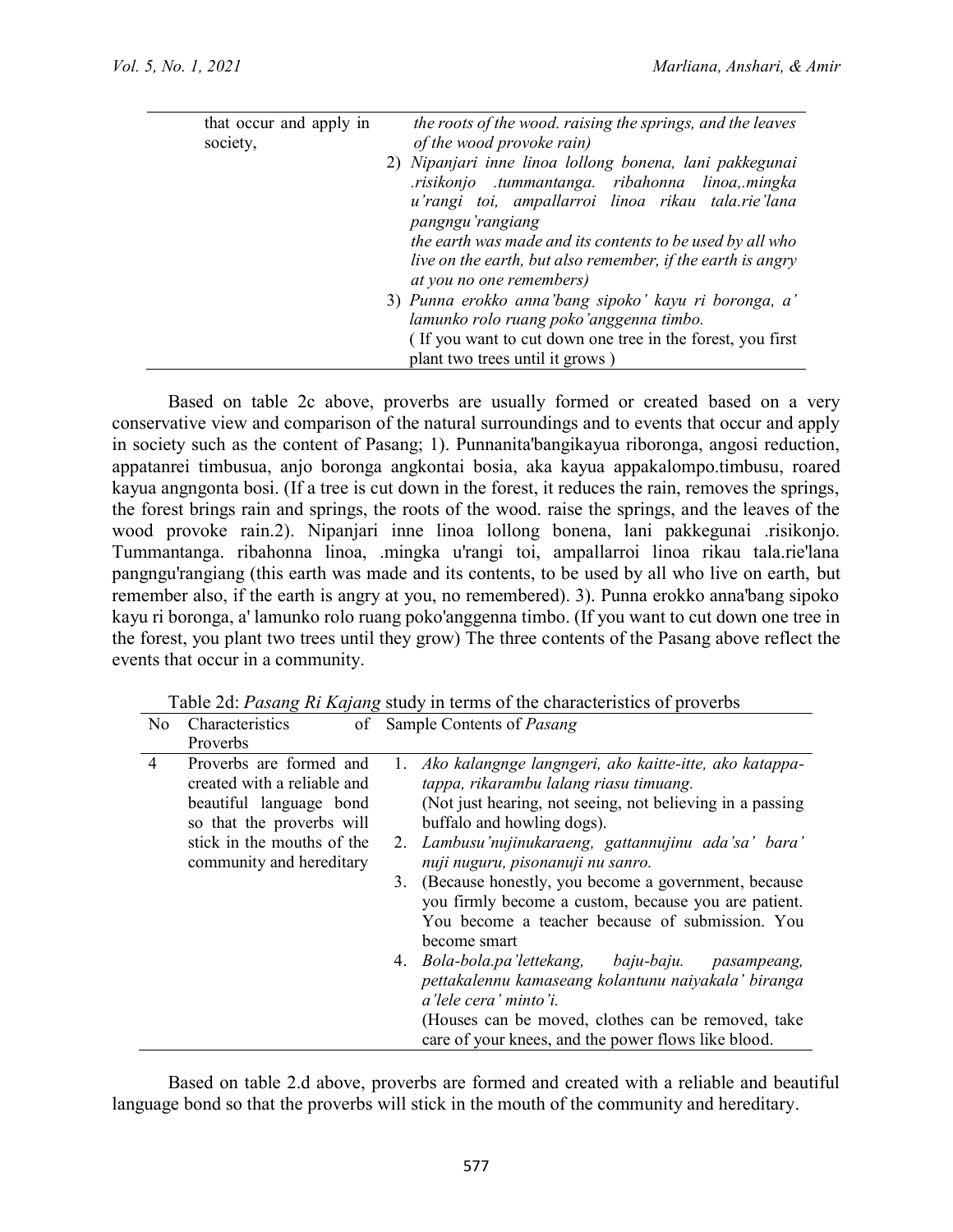| | that occur and apply in society, | *the roots of the wood. raising the springs, and the leaves of the wood provoke rain)*<br>2) *Nipanjari inne linoa lollong bonena, lani pakkegunai .risikonjo .tummantanga. ribahonna linoa,.mingka u'rangi toi, ampallarroi linoa rikau tala.rie'lana pangngu'rangiang*<br>*the earth was made and its contents to be used by all who live on the earth, but also remember, if the earth is angry at you no one remembers)*<br>3) *Punna erokko anna'bang sipoko' kayu ri boronga, a' lamunko rolo ruang poko'anggenna timbo.*<br>( If you want to cut down one tree in the forest, you first plant two trees until it grows ) |
|---|---|---|

Based on table 2c above, proverbs are usually formed or created based on a very conservative view and comparison of the natural surroundings and to events that occur and apply in society such as the content of Pasang; 1). Punnanita'bangikayua riboronga, angosi reduction, appatanrei timbusua, anjo boronga angkontai bosia, aka kayua appakalompo.timbusu, roared kayua angngonta bosi. (If a tree is cut down in the forest, it reduces the rain, removes the springs, the forest brings rain and springs, the roots of the wood. raise the springs, and the leaves of the wood provoke rain.2). Nipanjari inne linoa lollong bonena, lani pakkegunai .risikonjo. Tummantanga. ribahonna linoa, .mingka u'rangi toi, ampallarroi linoa rikau tala.rie'lana pangngu'rangiang (this earth was made and its contents, to be used by all who live on earth, but remember also, if the earth is angry at you, no remembered). 3). Punna erokko anna'bang sipoko kayu ri boronga, a' lamunko rolo ruang poko'anggenna timbo. (If you want to cut down one tree in the forest, you plant two trees until they grow) The three contents of the Pasang above reflect the events that occur in a community.

Table 2d: *Pasang Ri Kajang* study in terms of the characteristics of proverbs

| No | Characteristics of Proverbs | Sample Contents of *Pasang* |
|---|---|---|
| 4 | Proverbs are formed and created with a reliable and beautiful language bond so that the proverbs will stick in the mouths of the community and hereditary | 1. *Ako kalangnge langngeri, ako kaitte-itte, ako katappa-tappa, rikarambu lalang riasu timuang.*<br>(Not just hearing, not seeing, not believing in a passing buffalo and howling dogs).<br>2. *Lambusu'nujinukaraeng, gattannujinu ada'sa' bara' nuji nuguru, pisonanuji nu sanro.*<br>3. (Because honestly, you become a government, because you firmly become a custom, because you are patient. You become a teacher because of submission. You become smart<br>4. *Bola-bola.pa'lettekang, baju-baju. pasampeang, pettakalennu kamaseang kolantunu naiyakala' biranga a'lele cera' minto'i.*<br>(Houses can be moved, clothes can be removed, take care of your knees, and the power flows like blood. |

Based on table 2.d above, proverbs are formed and created with a reliable and beautiful language bond so that the proverbs will stick in the mouth of the community and hereditary.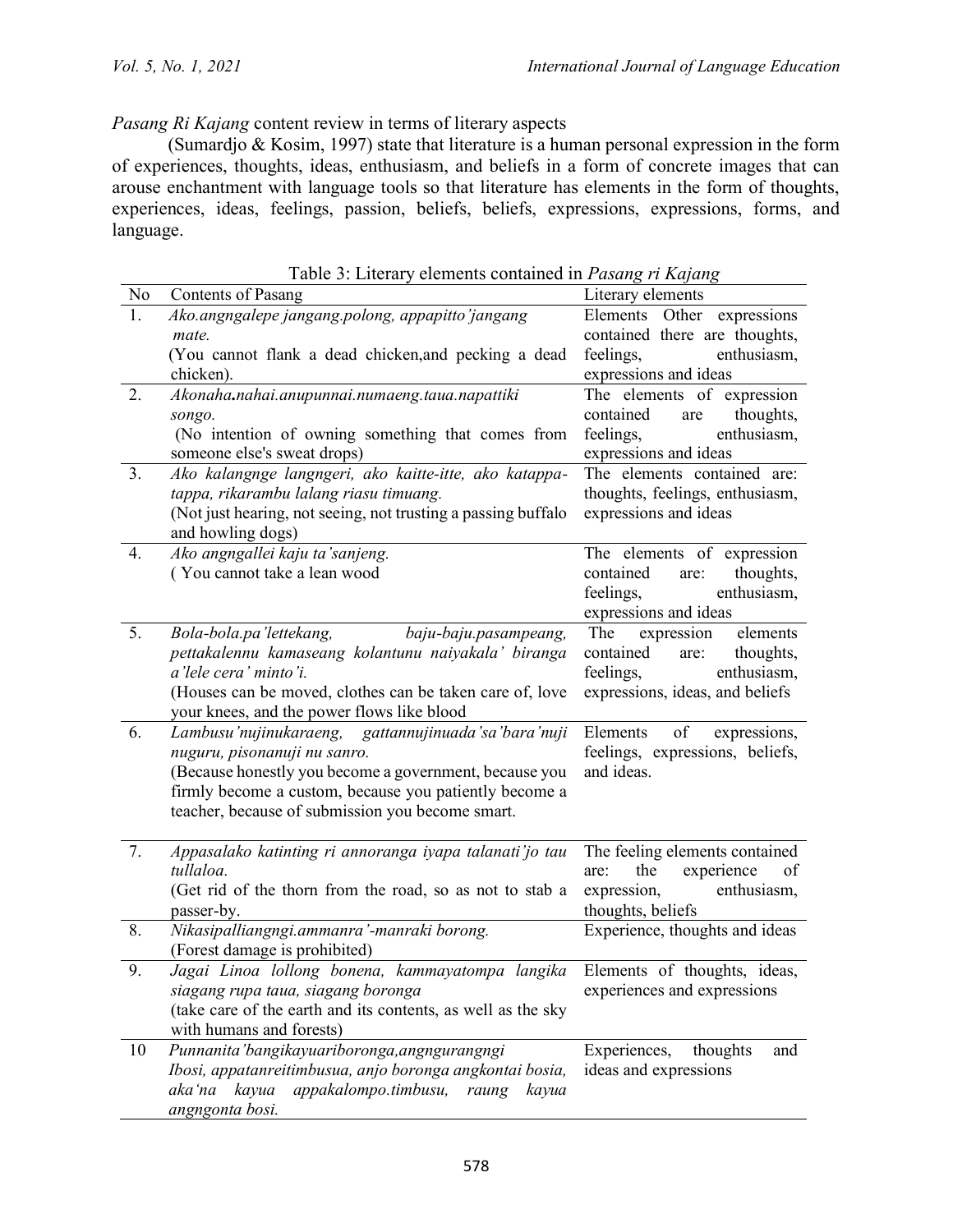*Pasang Ri Kajang* content review in terms of literary aspects

(Sumardjo & Kosim, 1997) state that literature is a human personal expression in the form of experiences, thoughts, ideas, enthusiasm, and beliefs in a form of concrete images that can arouse enchantment with language tools so that literature has elements in the form of thoughts, experiences, ideas, feelings, passion, beliefs, beliefs, expressions, expressions, forms, and language.

Table 3: Literary elements contained in *Pasang ri Kajang*

| No | Contents of Pasang | Literary elements |
|---|---|---|
| 1. | *Ako.angngalepe jangang.polong, appapitto'jangang mate.* (You cannot flank a dead chicken,and pecking a dead chicken). | Elements Other expressions contained there are thoughts, feelings, enthusiasm, expressions and ideas |
| 2. | *Akonaha.nahai.anupunnai.numaeng.taua.napattiki songo.* (No intention of owning something that comes from someone else's sweat drops) | The elements of expression contained are thoughts, feelings, enthusiasm, expressions and ideas |
| 3. | *Ako kalangnge langngeri, ako kaitte-itte, ako katappa-tappa, rikarambu lalang riasu timuang.* (Not just hearing, not seeing, not trusting a passing buffalo and howling dogs) | The elements contained are: thoughts, feelings, enthusiasm, expressions and ideas |
| 4. | *Ako angngallei kaju ta'sanjeng.* ( You cannot take a lean wood | The elements of expression contained are: thoughts, feelings, enthusiasm, expressions and ideas |
| 5. | *Bola-bola.pa'lettekang, baju-baju.pasampeang, pettakalennu kamaseang kolantunu naiyakala' biranga a'lele cera' minto'i.* (Houses can be moved, clothes can be taken care of, love your knees, and the power flows like blood | The expression elements contained are: thoughts, feelings, enthusiasm, expressions, ideas, and beliefs |
| 6. | *Lambusu'nujinukaraeng, gattannujinuada'sa'bara'nuji nuguru, pisonanuji nu sanro.* (Because honestly you become a government, because you firmly become a custom, because you patiently become a teacher, because of submission you become smart. | Elements of expressions, feelings, expressions, beliefs, and ideas. |
| 7. | *Appasalako katinting ri annoranga iyapa talanati'jo tau tullaloa.* (Get rid of the thorn from the road, so as not to stab a passer-by. | The feeling elements contained are: the experience of expression, enthusiasm, thoughts, beliefs |
| 8. | *Nikasipalliangngi.ammanra'-manraki borong.* (Forest damage is prohibited) | Experience, thoughts and ideas |
| 9. | *Jagai Linoa lollong bonena, kammayatompa langika siagang rupa taua, siagang boronga* (take care of the earth and its contents, as well as the sky with humans and forests) | Elements of thoughts, ideas, experiences and expressions |
| 10 | *Punnanita'bangikayuariboronga,angnguranngi Ibosi, appatanreitimbusua, anjo boronga angkontai bosia, aka'na kayua appakalompo.timbusu, raung kayua angngonta bosi.* | Experiences, thoughts and ideas and expressions |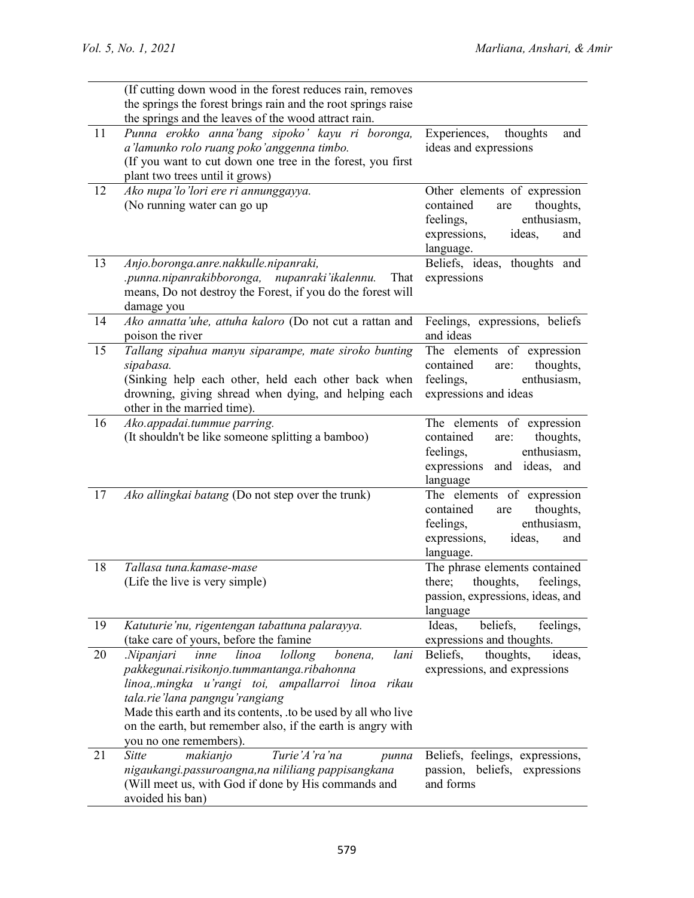| | | |
|---|---|---|
| | (If cutting down wood in the forest reduces rain, removes the springs the forest brings rain and the root springs raise the springs and the leaves of the wood attract rain. | |
| 11 | *Punna erokko anna'bang sipoko' kayu ri boronga, a'lamunko rolo ruang poko'anggenna timbo.* (If you want to cut down one tree in the forest, you first plant two trees until it grows) | Experiences, thoughts and ideas and expressions |
| 12 | *Ako nupa'lo'lori ere ri annunggayya.* (No running water can go up | Other elements of expression contained are thoughts, feelings, enthusiasm, expressions, ideas, and language. |
| 13 | *Anjo.boronga.anre.nakkulle.nipanraki, .punna.nipanrakibboronga, nupanraki'ikalennu.* That means, Do not destroy the Forest, if you do the forest will damage you | Beliefs, ideas, thoughts and expressions |
| 14 | *Ako annatta'uhe, attuha kaloro* (Do not cut a rattan and poison the river | Feelings, expressions, beliefs and ideas |
| 15 | *Tallang sipahua manyu siparampe, mate siroko bunting sipabasa.* (Sinking help each other, held each other back when drowning, giving shread when dying, and helping each other in the married time). | The elements of expression contained are: thoughts, feelings, enthusiasm, expressions and ideas |
| 16 | *Ako.appadai.tummue parring.* (It shouldn't be like someone splitting a bamboo) | The elements of expression contained are: thoughts, feelings, enthusiasm, expressions and ideas, and language |
| 17 | *Ako allingkai batang* (Do not step over the trunk) | The elements of expression contained are thoughts, feelings, enthusiasm, expressions, ideas, and language. |
| 18 | *Tallasa tuna.kamase-mase* (Life the live is very simple) | The phrase elements contained there; thoughts, feelings, passion, expressions, ideas, and language |
| 19 | *Katuturie'nu, rigentengan tabattuna palarayya.* (take care of yours, before the famine | Ideas, beliefs, feelings, expressions and thoughts. |
| 20 | *.Nipanjari inne linoa lollong bonena, lani pakkegunai.risikonjo.tummantanga.ribahonna linoa,.mingka u'rangi toi, ampallarroi linoa rikau tala.rie'lana pangngu'rangiang* Made this earth and its contents, .to be used by all who live on the earth, but remember also, if the earth is angry with you no one remembers). | Beliefs, thoughts, ideas, expressions, and expressions |
| 21 | *Sitte makianjo Turie'A'ra'na punna nigaukangi.passuroangna,na nililiang pappisangkana* (Will meet us, with God if done by His commands and avoided his ban) | Beliefs, feelings, expressions, passion, beliefs, expressions and forms |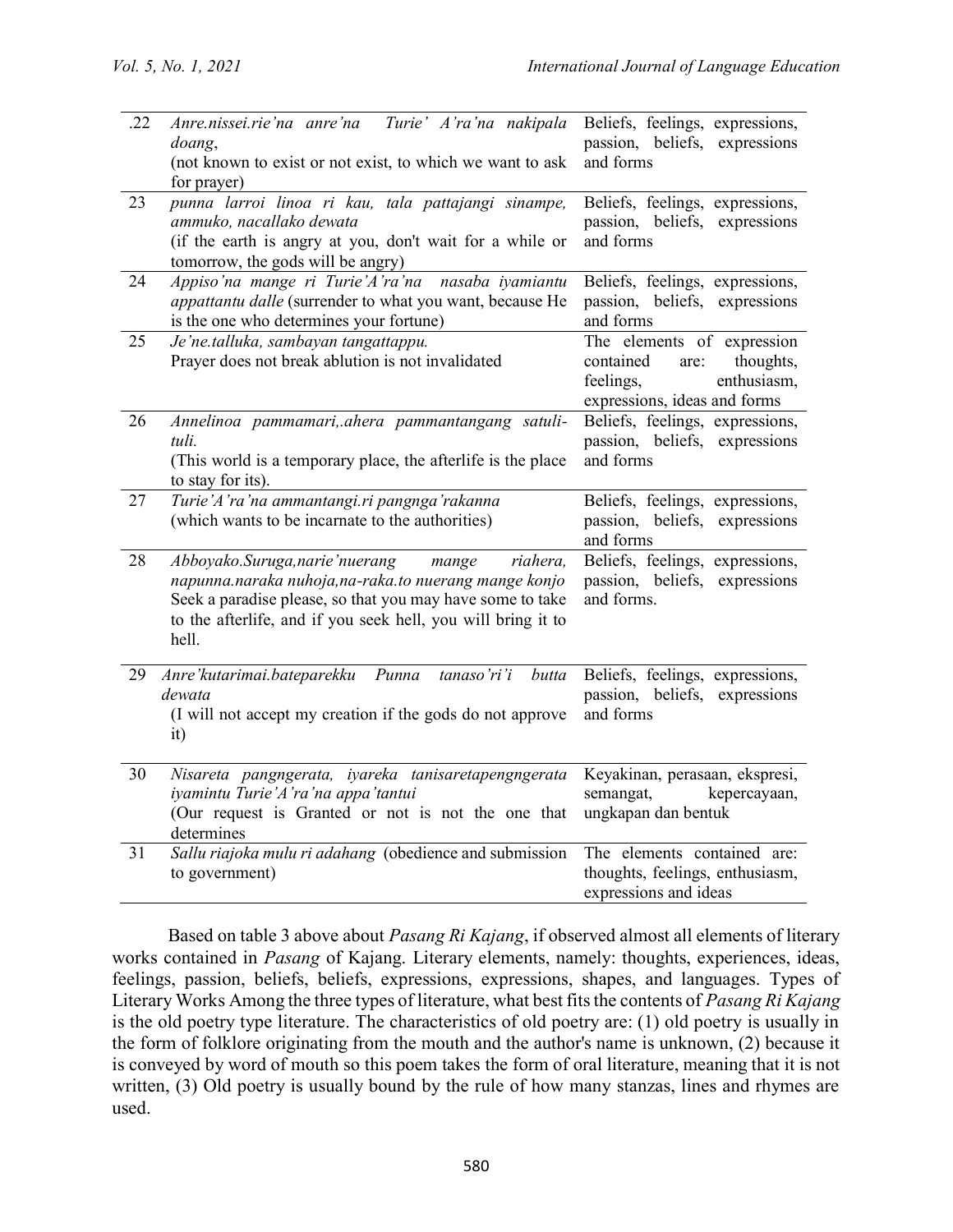| .22 | *Anre.nissei.rie'na anre'na Turie' A'ra'na nakipala doang*,<br>(not known to exist or not exist, to which we want to ask for prayer) | Beliefs, feelings, expressions, passion, beliefs, expressions and forms |
|---|---|---|
| 23 | *punna larroi linoa ri kau, tala pattajangi sinampe, ammuko, nacallako dewata*<br>(if the earth is angry at you, don't wait for a while or tomorrow, the gods will be angry) | Beliefs, feelings, expressions, passion, beliefs, expressions and forms |
| 24 | *Appiso'na mange ri Turie'A'ra'na nasaba iyamiantu appattantu dalle* (surrender to what you want, because He is the one who determines your fortune) | Beliefs, feelings, expressions, passion, beliefs, expressions and forms |
| 25 | *Je'ne.talluka, sambayan tangattappu.*<br>Prayer does not break ablution is not invalidated | The elements of expression contained are: thoughts, feelings, enthusiasm, expressions, ideas and forms |
| 26 | *Annelinoa pammamari,.ahera pammantangang satuli-tuli.*<br>(This world is a temporary place, the afterlife is the place to stay for its). | Beliefs, feelings, expressions, passion, beliefs, expressions and forms |
| 27 | *Turie'A'ra'na ammantangi.ri pangnga'rakanna*<br>(which wants to be incarnate to the authorities) | Beliefs, feelings, expressions, passion, beliefs, expressions and forms |
| 28 | *Abboyako.Suruga,narie'nuerang mange riahera, napunna.naraka nuhoja,na-raka.to nuerang mange konjo*<br>Seek a paradise please, so that you may have some to take to the afterlife, and if you seek hell, you will bring it to hell. | Beliefs, feelings, expressions, passion, beliefs, expressions and forms. |
| 29 | *Anre'kutarimai.bateparekku Punna tanaso'ri'i butta dewata*<br>(I will not accept my creation if the gods do not approve it) | Beliefs, feelings, expressions, passion, beliefs, expressions and forms |
| 30 | *Nisareta pangngerata, iyareka tanisaretapengngerata iyamintu Turie'A'ra'na appa'tantui*<br>(Our request is Granted or not is not the one that determines | Keyakinan, perasaan, ekspresi, semangat, kepercayaan, ungkapan dan bentuk |
| 31 | *Sallu riajoka mulu ri adahang* (obedience and submission to government) | The elements contained are: thoughts, feelings, enthusiasm, expressions and ideas |

Based on table 3 above about *Pasang Ri Kajang*, if observed almost all elements of literary works contained in *Pasang* of Kajang. Literary elements, namely: thoughts, experiences, ideas, feelings, passion, beliefs, beliefs, expressions, expressions, shapes, and languages. Types of Literary Works Among the three types of literature, what best fits the contents of *Pasang Ri Kajang* is the old poetry type literature. The characteristics of old poetry are: (1) old poetry is usually in the form of folklore originating from the mouth and the author's name is unknown, (2) because it is conveyed by word of mouth so this poem takes the form of oral literature, meaning that it is not written, (3) Old poetry is usually bound by the rule of how many stanzas, lines and rhymes are used.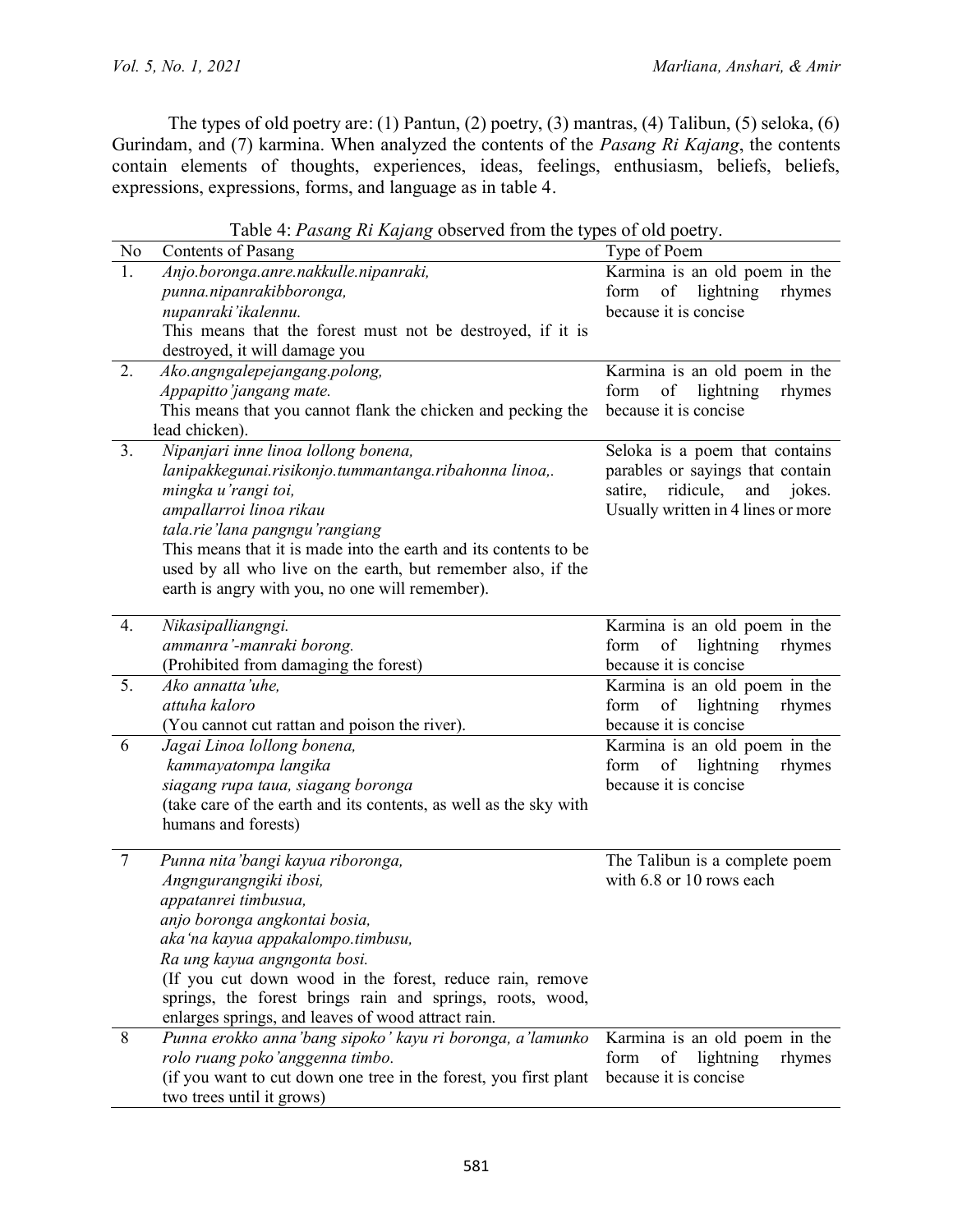The types of old poetry are: (1) Pantun, (2) poetry, (3) mantras, (4) Talibun, (5) seloka, (6) Gurindam, and (7) karmina. When analyzed the contents of the *Pasang Ri Kajang*, the contents contain elements of thoughts, experiences, ideas, feelings, enthusiasm, beliefs, beliefs, expressions, expressions, forms, and language as in table 4.

Table 4: *Pasang Ri Kajang* observed from the types of old poetry.

| No | Contents of Pasang | Type of Poem |
|---|---|---|
| 1. | *Anjo.boronga.anre.nakkulle.nipanraki,*<br>*punna.nipanrakibboronga,*<br>*nupanraki'ikalennu.*<br>This means that the forest must not be destroyed, if it is destroyed, it will damage you | Karmina is an old poem in the form of lightning rhymes because it is concise |
| 2. | *Ako.angngalepejangang.polong,*<br>*Appapitto'jangang mate.*<br>This means that you cannot flank the chicken and pecking the lead chicken). | Karmina is an old poem in the form of lightning rhymes because it is concise |
| 3. | *Nipanjari inne linoa lollong bonena,*<br>*lanipakkegunai.risikonjo.tummantanga.ribahonna linoa,.*<br>*mingka u'rangi toi,*<br>*ampallarroi linoa rikau*<br>*tala.rie'lana pangngu'rangiang*<br>This means that it is made into the earth and its contents to be used by all who live on the earth, but remember also, if the earth is angry with you, no one will remember). | Seloka is a poem that contains parables or sayings that contain satire, ridicule, and jokes. Usually written in 4 lines or more |
| 4. | *Nikasipallianngngi.*<br>*ammanra'-manraki borong.*<br>(Prohibited from damaging the forest) | Karmina is an old poem in the form of lightning rhymes because it is concise |
| 5. | *Ako annatta'uhe,*<br>*attuha kaloro*<br>(You cannot cut rattan and poison the river). | Karmina is an old poem in the form of lightning rhymes because it is concise |
| 6 | *Jagai Linoa lollong bonena,*<br>*kammayatompa langika*<br>*siagang rupa taua, siagang boronga*<br>(take care of the earth and its contents, as well as the sky with humans and forests) | Karmina is an old poem in the form of lightning rhymes because it is concise |
| 7 | *Punna nita'bangi kayua riboronga,*<br>*Angngurangngiki ibosi,*<br>*appatanrei timbusua,*<br>*anjo boronga angkontai bosia,*<br>*aka'na kayua appakalompo.timbusu,*<br>*Ra ung kayua angngonta bosi.*<br>(If you cut down wood in the forest, reduce rain, remove springs, the forest brings rain and springs, roots, wood, enlarges springs, and leaves of wood attract rain. | The Talibun is a complete poem with 6.8 or 10 rows each |
| 8 | *Punna erokko anna'bang sipoko' kayu ri boronga, a'lamunko rolo ruang poko'anggenna timbo.*<br>(if you want to cut down one tree in the forest, you first plant two trees until it grows) | Karmina is an old poem in the form of lightning rhymes because it is concise |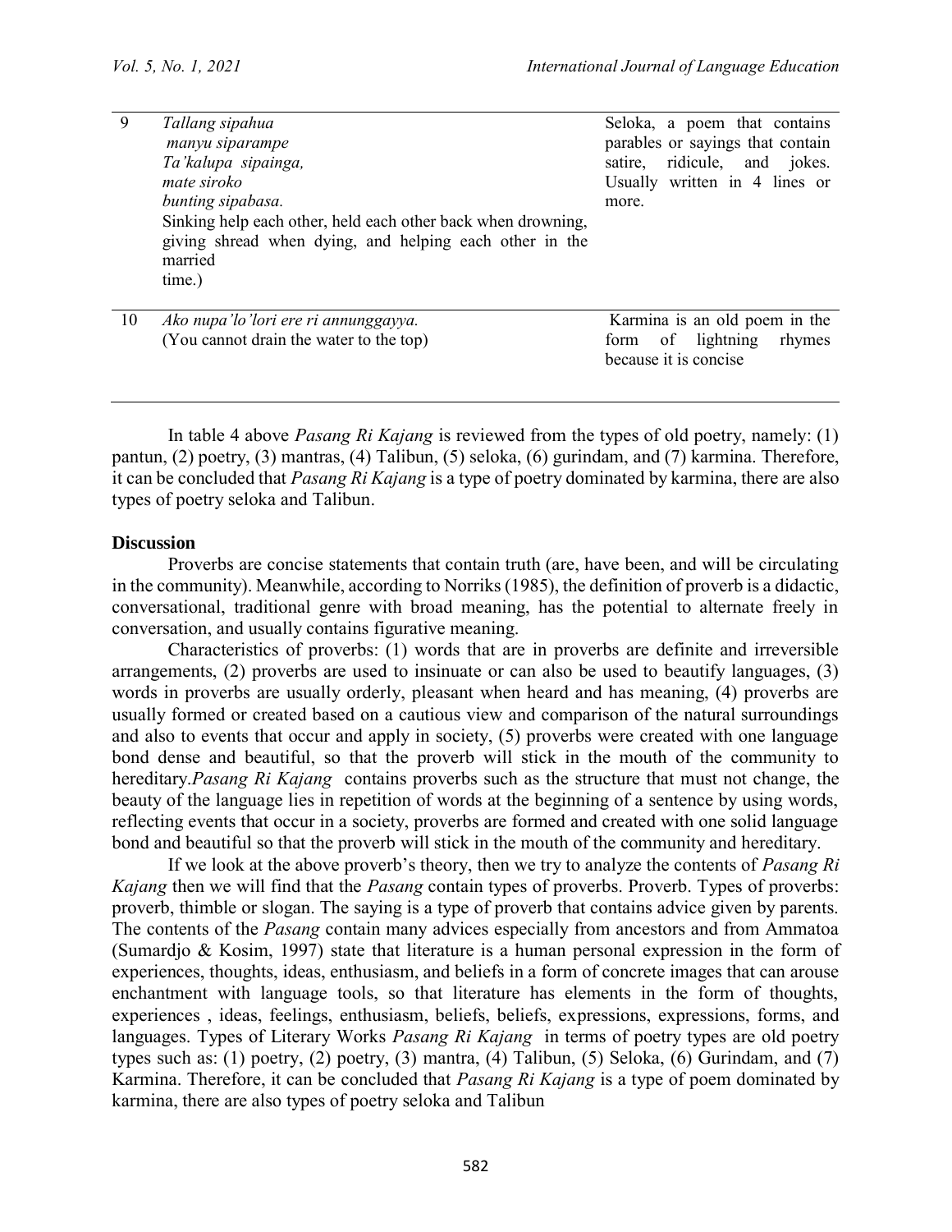| 9 | *Tallang sipahua*<br>*manyu siparampe*<br>*Ta'kalupa sipainga,*<br>*mate siroko*<br>*bunting sipabasa.*<br>Sinking help each other, held each other back when drowning, giving shread when dying, and helping each other in the married time.) | Seloka, a poem that contains parables or sayings that contain satire, ridicule, and jokes. Usually written in 4 lines or more. |
|---|---|---|
| 10 | *Ako nupa'lo'lori ere ri annunggayya.*<br>(You cannot drain the water to the top) | Karmina is an old poem in the form of lightning rhymes because it is concise |

In table 4 above *Pasang Ri Kajang* is reviewed from the types of old poetry, namely: (1) pantun, (2) poetry, (3) mantras, (4) Talibun, (5) seloka, (6) gurindam, and (7) karmina. Therefore, it can be concluded that *Pasang Ri Kajang* is a type of poetry dominated by karmina, there are also types of poetry seloka and Talibun.

**Discussion**

Proverbs are concise statements that contain truth (are, have been, and will be circulating in the community). Meanwhile, according to Norriks (1985), the definition of proverb is a didactic, conversational, traditional genre with broad meaning, has the potential to alternate freely in conversation, and usually contains figurative meaning.

Characteristics of proverbs: (1) words that are in proverbs are definite and irreversible arrangements, (2) proverbs are used to insinuate or can also be used to beautify languages, (3) words in proverbs are usually orderly, pleasant when heard and has meaning, (4) proverbs are usually formed or created based on a cautious view and comparison of the natural surroundings and also to events that occur and apply in society, (5) proverbs were created with one language bond dense and beautiful, so that the proverb will stick in the mouth of the community to hereditary.*Pasang Ri Kajang* contains proverbs such as the structure that must not change, the beauty of the language lies in repetition of words at the beginning of a sentence by using words, reflecting events that occur in a society, proverbs are formed and created with one solid language bond and beautiful so that the proverb will stick in the mouth of the community and hereditary.

If we look at the above proverb's theory, then we try to analyze the contents of *Pasang Ri Kajang* then we will find that the *Pasang* contain types of proverbs. Proverb. Types of proverbs: proverb, thimble or slogan. The saying is a type of proverb that contains advice given by parents. The contents of the *Pasang* contain many advices especially from ancestors and from Ammatoa (Sumardjo & Kosim, 1997) state that literature is a human personal expression in the form of experiences, thoughts, ideas, enthusiasm, and beliefs in a form of concrete images that can arouse enchantment with language tools, so that literature has elements in the form of thoughts, experiences , ideas, feelings, enthusiasm, beliefs, beliefs, expressions, expressions, forms, and languages. Types of Literary Works *Pasang Ri Kajang* in terms of poetry types are old poetry types such as: (1) poetry, (2) poetry, (3) mantra, (4) Talibun, (5) Seloka, (6) Gurindam, and (7) Karmina. Therefore, it can be concluded that *Pasang Ri Kajang* is a type of poem dominated by karmina, there are also types of poetry seloka and Talibun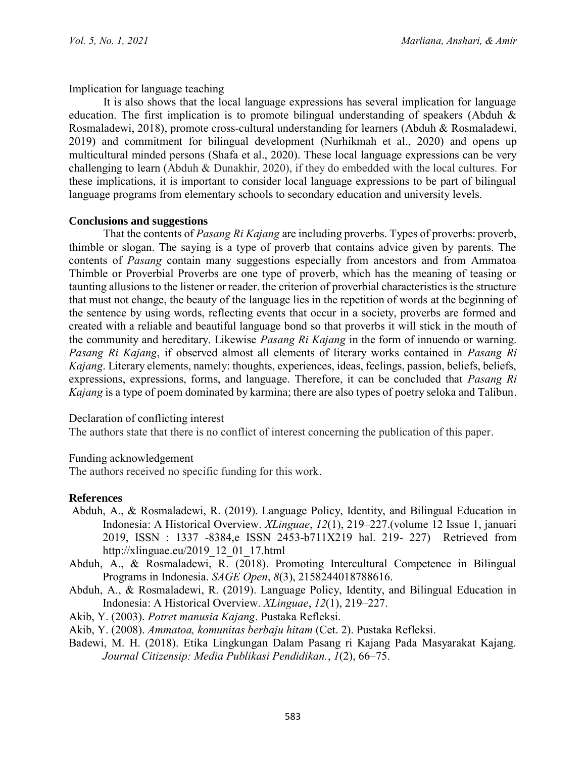Implication for language teaching

It is also shows that the local language expressions has several implication for language education. The first implication is to promote bilingual understanding of speakers (Abduh & Rosmaladewi, 2018), promote cross-cultural understanding for learners (Abduh & Rosmaladewi, 2019) and commitment for bilingual development (Nurhikmah et al., 2020) and opens up multicultural minded persons (Shafa et al., 2020). These local language expressions can be very challenging to learn (Abduh & Dunakhir, 2020), if they do embedded with the local cultures. For these implications, it is important to consider local language expressions to be part of bilingual language programs from elementary schools to secondary education and university levels.

**Conclusions and suggestions**

That the contents of *Pasang Ri Kajang* are including proverbs. Types of proverbs: proverb, thimble or slogan. The saying is a type of proverb that contains advice given by parents. The contents of *Pasang* contain many suggestions especially from ancestors and from Ammatoa Thimble or Proverbial Proverbs are one type of proverb, which has the meaning of teasing or taunting allusions to the listener or reader. the criterion of proverbial characteristics is the structure that must not change, the beauty of the language lies in the repetition of words at the beginning of the sentence by using words, reflecting events that occur in a society, proverbs are formed and created with a reliable and beautiful language bond so that proverbs it will stick in the mouth of the community and hereditary. Likewise *Pasang Ri Kajang* in the form of innuendo or warning. *Pasang Ri Kajang*, if observed almost all elements of literary works contained in *Pasang Ri Kajang*. Literary elements, namely: thoughts, experiences, ideas, feelings, passion, beliefs, beliefs, expressions, expressions, forms, and language. Therefore, it can be concluded that *Pasang Ri Kajang* is a type of poem dominated by karmina; there are also types of poetry seloka and Talibun.

Declaration of conflicting interest

The authors state that there is no conflict of interest concerning the publication of this paper.

Funding acknowledgement

The authors received no specific funding for this work.

**References**

Abduh, A., & Rosmaladewi, R. (2019). Language Policy, Identity, and Bilingual Education in Indonesia: A Historical Overview. *XLinguae*, *12*(1), 219–227.(volume 12 Issue 1, januari 2019, ISSN : 1337 -8384,e ISSN 2453-b711X219 hal. 219- 227) Retrieved from http://xlinguae.eu/2019_12_01_17.html

Abduh, A., & Rosmaladewi, R. (2018). Promoting Intercultural Competence in Bilingual Programs in Indonesia. *SAGE Open*, *8*(3), 2158244018788616.

Abduh, A., & Rosmaladewi, R. (2019). Language Policy, Identity, and Bilingual Education in Indonesia: A Historical Overview. *XLinguae*, *12*(1), 219–227.

Akib, Y. (2003). *Potret manusia Kajang*. Pustaka Refleksi.

Akib, Y. (2008). *Ammatoa, komunitas berbaju hitam* (Cet. 2). Pustaka Refleksi.

Badewi, M. H. (2018). Etika Lingkungan Dalam Pasang ri Kajang Pada Masyarakat Kajang. *Journal Citizensip: Media Publikasi Pendidikan.*, *1*(2), 66–75.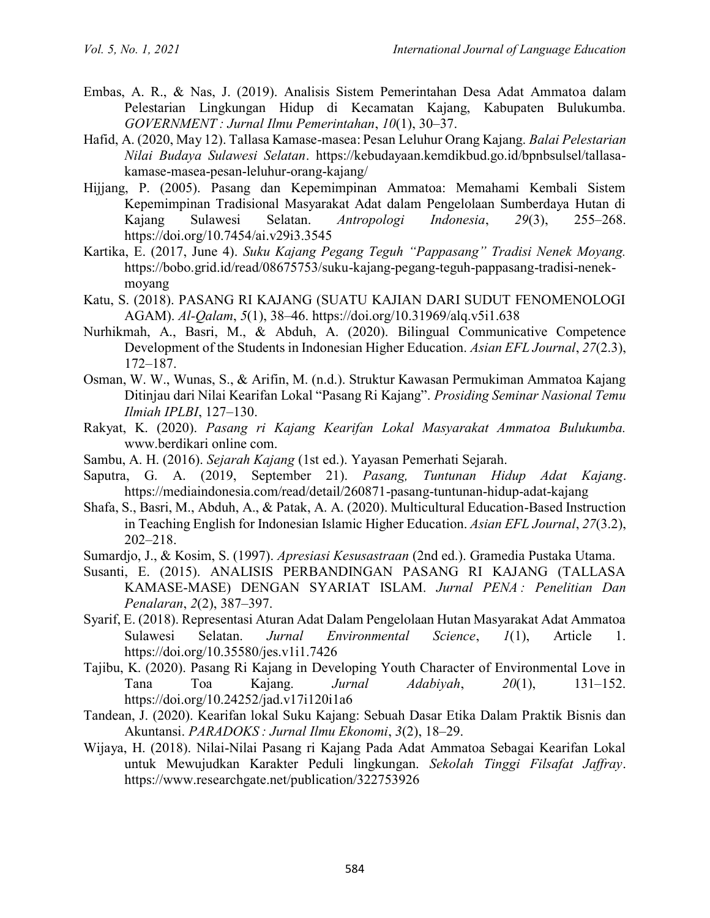Embas, A. R., & Nas, J. (2019). Analisis Sistem Pemerintahan Desa Adat Ammatoa dalam Pelestarian Lingkungan Hidup di Kecamatan Kajang, Kabupaten Bulukumba. *GOVERNMENT : Jurnal Ilmu Pemerintahan*, *10*(1), 30–37.

Hafid, A. (2020, May 12). Tallasa Kamase-masea: Pesan Leluhur Orang Kajang. *Balai Pelestarian Nilai Budaya Sulawesi Selatan*. https://kebudayaan.kemdikbud.go.id/bpnbsulsel/tallasa-kamase-masea-pesan-leluhur-orang-kajang/

Hijjang, P. (2005). Pasang dan Kepemimpinan Ammatoa: Memahami Kembali Sistem Kepemimpinan Tradisional Masyarakat Adat dalam Pengelolaan Sumberdaya Hutan di Kajang Sulawesi Selatan. *Antropologi Indonesia*, *29*(3), 255–268. https://doi.org/10.7454/ai.v29i3.3545

Kartika, E. (2017, June 4). *Suku Kajang Pegang Teguh "Pappasang" Tradisi Nenek Moyang.* https://bobo.grid.id/read/08675753/suku-kajang-pegang-teguh-pappasang-tradisi-nenek-moyang

Katu, S. (2018). PASANG RI KAJANG (SUATU KAJIAN DARI SUDUT FENOMENOLOGI AGAM). *Al-Qalam*, *5*(1), 38–46. https://doi.org/10.31969/alq.v5i1.638

Nurhikmah, A., Basri, M., & Abduh, A. (2020). Bilingual Communicative Competence Development of the Students in Indonesian Higher Education. *Asian EFL Journal*, *27*(2.3), 172–187.

Osman, W. W., Wunas, S., & Arifin, M. (n.d.). Struktur Kawasan Permukiman Ammatoa Kajang Ditinjau dari Nilai Kearifan Lokal "Pasang Ri Kajang". *Prosiding Seminar Nasional Temu Ilmiah IPLBI*, 127–130.

Rakyat, K. (2020). *Pasang ri Kajang Kearifan Lokal Masyarakat Ammatoa Bulukumba.* www.berdikari online com.

Sambu, A. H. (2016). *Sejarah Kajang* (1st ed.). Yayasan Pemerhati Sejarah.

Saputra, G. A. (2019, September 21). *Pasang, Tuntunan Hidup Adat Kajang*. https://mediaindonesia.com/read/detail/260871-pasang-tuntunan-hidup-adat-kajang

Shafa, S., Basri, M., Abduh, A., & Patak, A. A. (2020). Multicultural Education-Based Instruction in Teaching English for Indonesian Islamic Higher Education. *Asian EFL Journal*, *27*(3.2), 202–218.

Sumardjo, J., & Kosim, S. (1997). *Apresiasi Kesusastraan* (2nd ed.). Gramedia Pustaka Utama.

Susanti, E. (2015). ANALISIS PERBANDINGAN PASANG RI KAJANG (TALLASA KAMASE-MASE) DENGAN SYARIAT ISLAM. *Jurnal PENA : Penelitian Dan Penalaran*, *2*(2), 387–397.

Syarif, E. (2018). Representasi Aturan Adat Dalam Pengelolaan Hutan Masyarakat Adat Ammatoa Sulawesi Selatan. *Jurnal Environmental Science*, *1*(1), Article 1. https://doi.org/10.35580/jes.v1i1.7426

Tajibu, K. (2020). Pasang Ri Kajang in Developing Youth Character of Environmental Love in Tana Toa Kajang. *Jurnal Adabiyah*, *20*(1), 131–152. https://doi.org/10.24252/jad.v17i120i1a6

Tandean, J. (2020). Kearifan lokal Suku Kajang: Sebuah Dasar Etika Dalam Praktik Bisnis dan Akuntansi. *PARADOKS : Jurnal Ilmu Ekonomi*, *3*(2), 18–29.

Wijaya, H. (2018). Nilai-Nilai Pasang ri Kajang Pada Adat Ammatoa Sebagai Kearifan Lokal untuk Mewujudkan Karakter Peduli lingkungan. *Sekolah Tinggi Filsafat Jaffray*. https://www.researchgate.net/publication/322753926